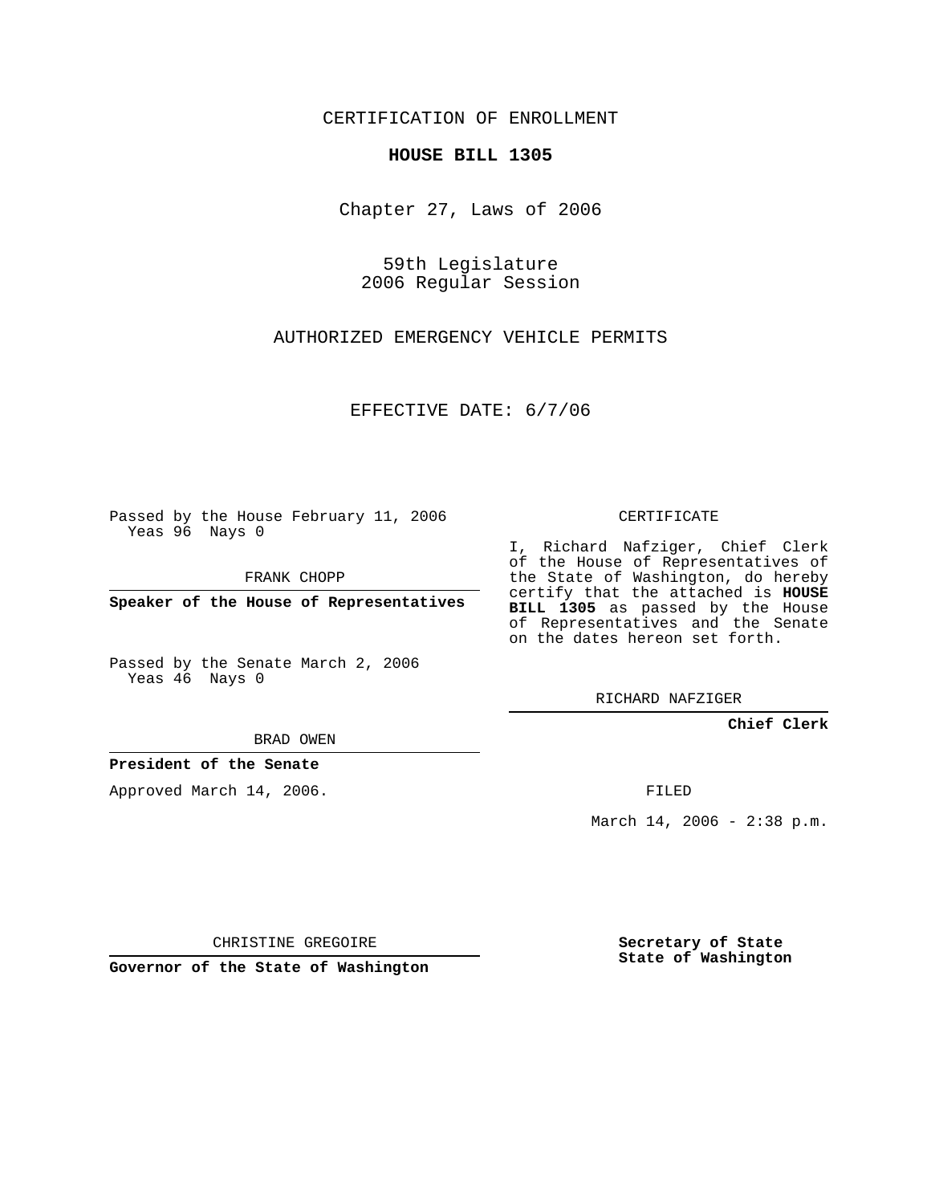CERTIFICATION OF ENROLLMENT

**HOUSE BILL 1305**

Chapter 27, Laws of 2006

59th Legislature
2006 Regular Session

AUTHORIZED EMERGENCY VEHICLE PERMITS

EFFECTIVE DATE: 6/7/06

Passed by the House February 11, 2006
Yeas 96 Nays 0

FRANK CHOPP

**Speaker of the House of Representatives**

Passed by the Senate March 2, 2006
Yeas 46 Nays 0

BRAD OWEN

**President of the Senate**

Approved March 14, 2006.

CHRISTINE GREGOIRE

**Governor of the State of Washington**

CERTIFICATE

I, Richard Nafziger, Chief Clerk of the House of Representatives of the State of Washington, do hereby certify that the attached is **HOUSE BILL 1305** as passed by the House of Representatives and the Senate on the dates hereon set forth.

RICHARD NAFZIGER

**Chief Clerk**

FILED

March 14, 2006 - 2:38 p.m.

**Secretary of State**
**State of Washington**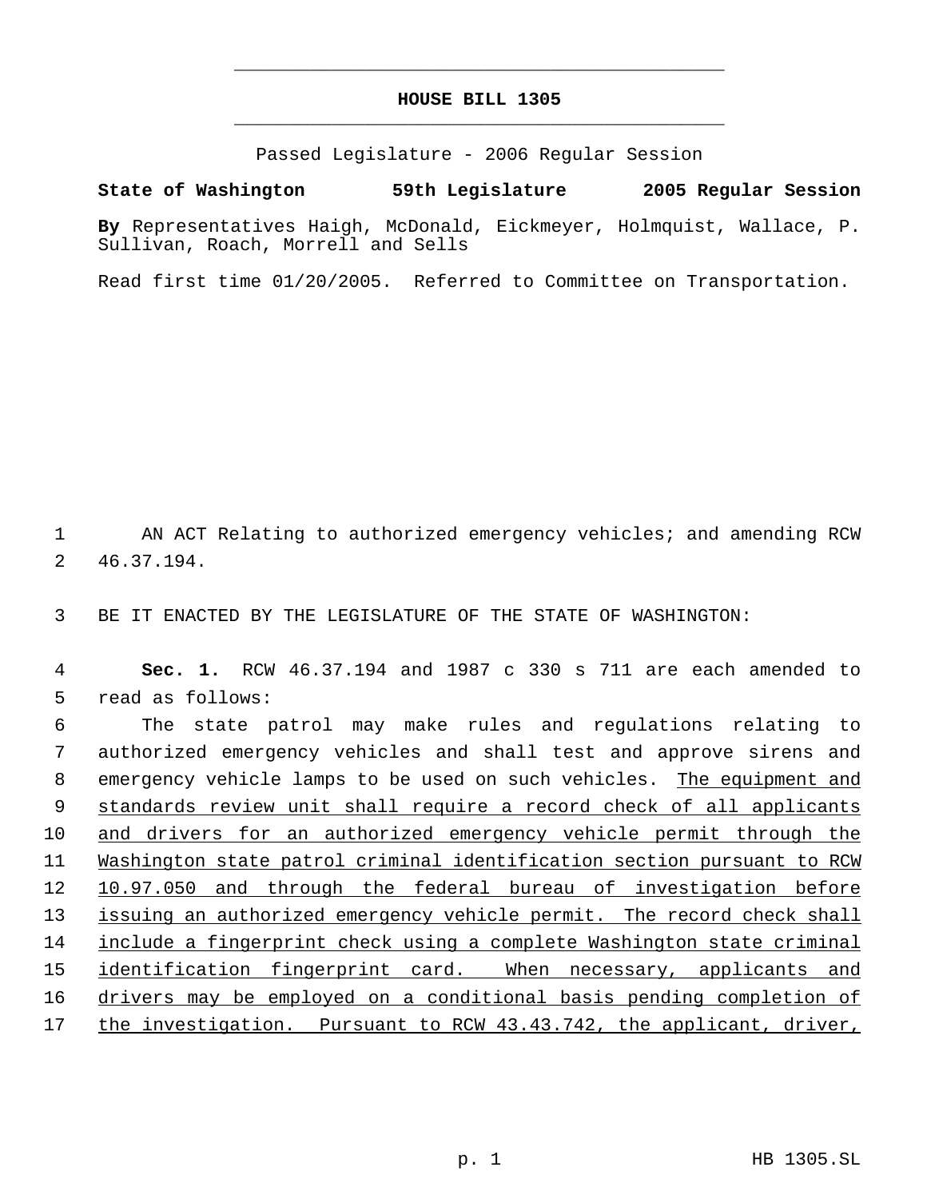# HOUSE BILL 1305

Passed Legislature - 2006 Regular Session

**State of Washington 59th Legislature 2005 Regular Session**

**By** Representatives Haigh, McDonald, Eickmeyer, Holmquist, Wallace, P. Sullivan, Roach, Morrell and Sells

Read first time 01/20/2005. Referred to Committee on Transportation.

AN ACT Relating to authorized emergency vehicles; and amending RCW 46.37.194.

BE IT ENACTED BY THE LEGISLATURE OF THE STATE OF WASHINGTON:

**Sec. 1.** RCW 46.37.194 and 1987 c 330 s 711 are each amended to read as follows:

The state patrol may make rules and regulations relating to authorized emergency vehicles and shall test and approve sirens and emergency vehicle lamps to be used on such vehicles. <u>The equipment and standards review unit shall require a record check of all applicants and drivers for an authorized emergency vehicle permit through the Washington state patrol criminal identification section pursuant to RCW 10.97.050 and through the federal bureau of investigation before issuing an authorized emergency vehicle permit. The record check shall include a fingerprint check using a complete Washington state criminal identification fingerprint card. When necessary, applicants and drivers may be employed on a conditional basis pending completion of the investigation. Pursuant to RCW 43.43.742, the applicant, driver,</u>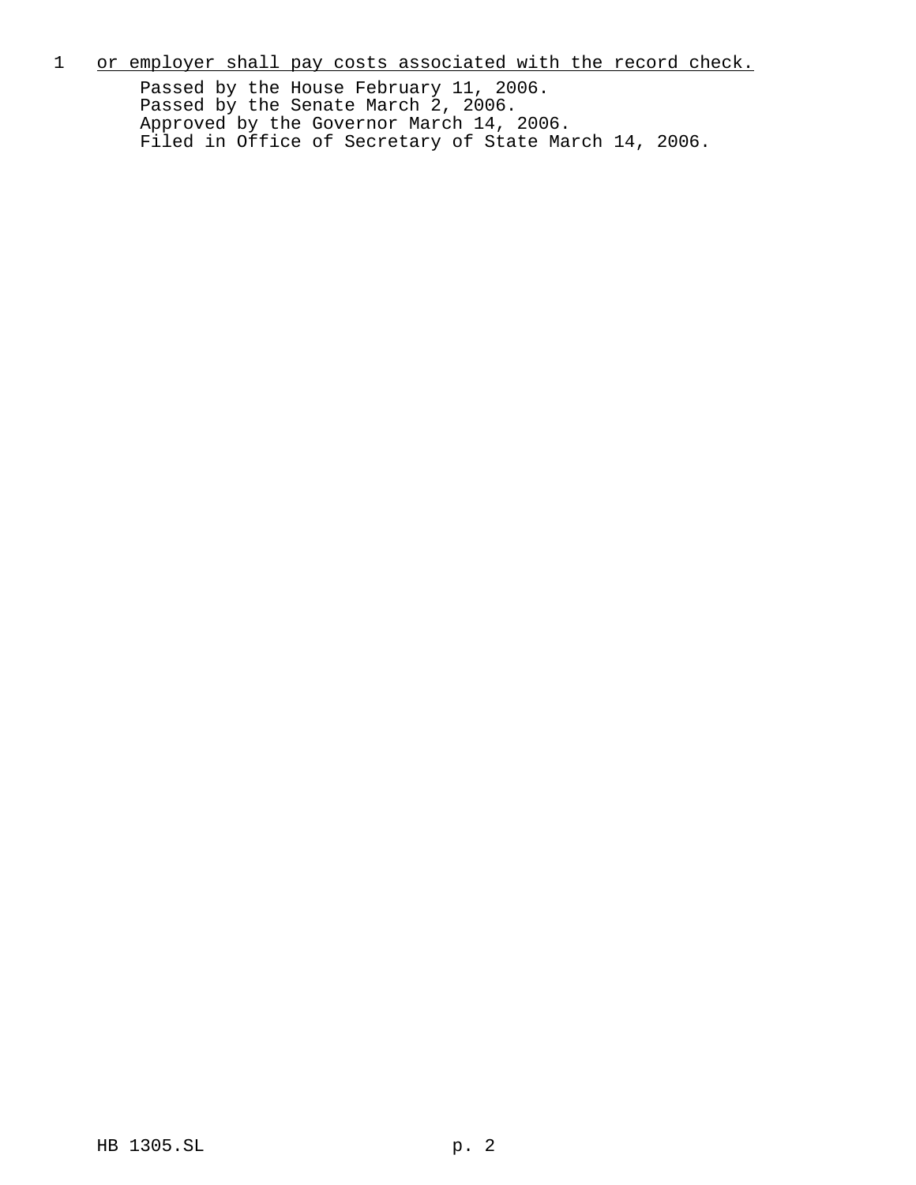1 <u>or employer shall pay costs associated with the record check.</u>

Passed by the House February 11, 2006.
Passed by the Senate March 2, 2006.
Approved by the Governor March 14, 2006.
Filed in Office of Secretary of State March 14, 2006.